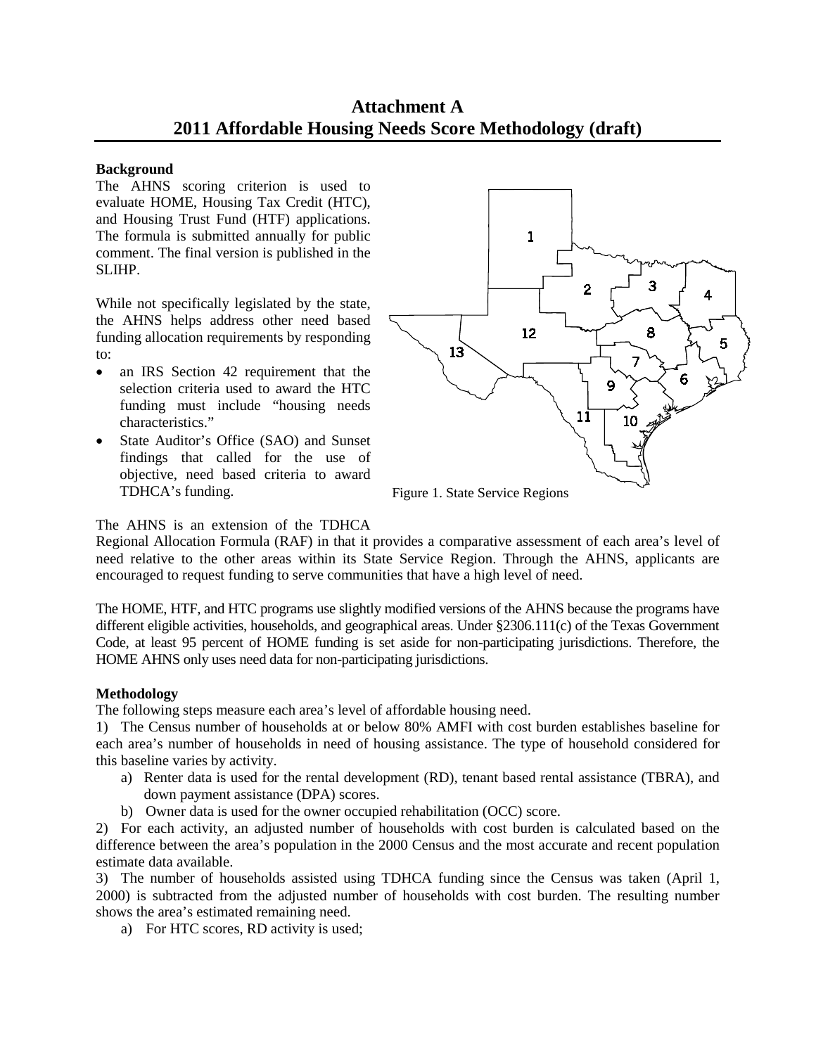# Attachment A
# 2011 Affordable Housing Needs Score Methodology (draft)

**Background**

The AHNS scoring criterion is used to evaluate HOME, Housing Tax Credit (HTC), and Housing Trust Fund (HTF) applications. The formula is submitted annually for public comment. The final version is published in the SLIHP.

While not specifically legislated by the state, the AHNS helps address other need based funding allocation requirements by responding to:

- an IRS Section 42 requirement that the selection criteria used to award the HTC funding must include "housing needs characteristics."
- State Auditor's Office (SAO) and Sunset findings that called for the use of objective, need based criteria to award TDHCA's funding.

Figure 1. State Service Regions

The AHNS is an extension of the TDHCA Regional Allocation Formula (RAF) in that it provides a comparative assessment of each area's level of need relative to the other areas within its State Service Region. Through the AHNS, applicants are encouraged to request funding to serve communities that have a high level of need.

The HOME, HTF, and HTC programs use slightly modified versions of the AHNS because the programs have different eligible activities, households, and geographical areas. Under §2306.111(c) of the Texas Government Code, at least 95 percent of HOME funding is set aside for non-participating jurisdictions. Therefore, the HOME AHNS only uses need data for non-participating jurisdictions.

**Methodology**

The following steps measure each area's level of affordable housing need.

1) The Census number of households at or below 80% AMFI with cost burden establishes baseline for each area's number of households in need of housing assistance. The type of household considered for this baseline varies by activity.

   a) Renter data is used for the rental development (RD), tenant based rental assistance (TBRA), and down payment assistance (DPA) scores.

   b) Owner data is used for the owner occupied rehabilitation (OCC) score.

2) For each activity, an adjusted number of households with cost burden is calculated based on the difference between the area's population in the 2000 Census and the most accurate and recent population estimate data available.

3) The number of households assisted using TDHCA funding since the Census was taken (April 1, 2000) is subtracted from the adjusted number of households with cost burden. The resulting number shows the area's estimated remaining need.

   a) For HTC scores, RD activity is used;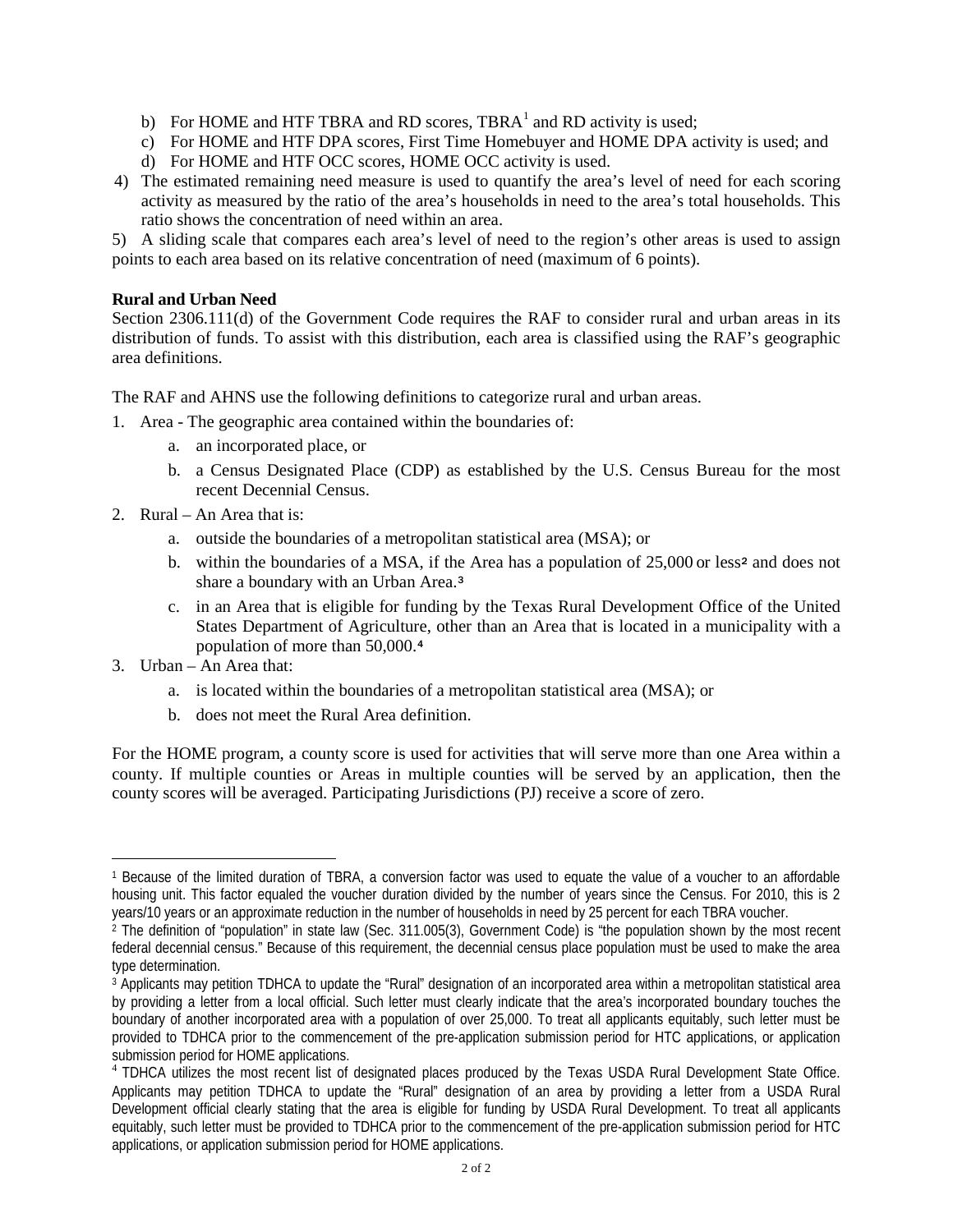b) For HOME and HTF TBRA and RD scores, TBRA[1] and RD activity is used;
c) For HOME and HTF DPA scores, First Time Homebuyer and HOME DPA activity is used; and
d) For HOME and HTF OCC scores, HOME OCC activity is used.

4) The estimated remaining need measure is used to quantify the area's level of need for each scoring activity as measured by the ratio of the area's households in need to the area's total households. This ratio shows the concentration of need within an area.

5) A sliding scale that compares each area's level of need to the region's other areas is used to assign points to each area based on its relative concentration of need (maximum of 6 points).

**Rural and Urban Need**

Section 2306.111(d) of the Government Code requires the RAF to consider rural and urban areas in its distribution of funds. To assist with this distribution, each area is classified using the RAF's geographic area definitions.

The RAF and AHNS use the following definitions to categorize rural and urban areas.

1. Area - The geographic area contained within the boundaries of:
    a. an incorporated place, or
    b. a Census Designated Place (CDP) as established by the U.S. Census Bureau for the most recent Decennial Census.
2. Rural – An Area that is:
    a. outside the boundaries of a metropolitan statistical area (MSA); or
    b. within the boundaries of a MSA, if the Area has a population of 25,000 or less[2] and does not share a boundary with an Urban Area.[3]
    c. in an Area that is eligible for funding by the Texas Rural Development Office of the United States Department of Agriculture, other than an Area that is located in a municipality with a population of more than 50,000.[4]
3. Urban – An Area that:
    a. is located within the boundaries of a metropolitan statistical area (MSA); or
    b. does not meet the Rural Area definition.

For the HOME program, a county score is used for activities that will serve more than one Area within a county. If multiple counties or Areas in multiple counties will be served by an application, then the county scores will be averaged. Participating Jurisdictions (PJ) receive a score of zero.

[1] Because of the limited duration of TBRA, a conversion factor was used to equate the value of a voucher to an affordable housing unit. This factor equaled the voucher duration divided by the number of years since the Census. For 2010, this is 2 years/10 years or an approximate reduction in the number of households in need by 25 percent for each TBRA voucher.

[2] The definition of "population" in state law (Sec. 311.005(3), Government Code) is "the population shown by the most recent federal decennial census." Because of this requirement, the decennial census place population must be used to make the area type determination.

[3] Applicants may petition TDHCA to update the "Rural" designation of an incorporated area within a metropolitan statistical area by providing a letter from a local official. Such letter must clearly indicate that the area's incorporated boundary touches the boundary of another incorporated area with a population of over 25,000. To treat all applicants equitably, such letter must be provided to TDHCA prior to the commencement of the pre-application submission period for HTC applications, or application submission period for HOME applications.

[4] TDHCA utilizes the most recent list of designated places produced by the Texas USDA Rural Development State Office. Applicants may petition TDHCA to update the "Rural" designation of an area by providing a letter from a USDA Rural Development official clearly stating that the area is eligible for funding by USDA Rural Development. To treat all applicants equitably, such letter must be provided to TDHCA prior to the commencement of the pre-application submission period for HTC applications, or application submission period for HOME applications.